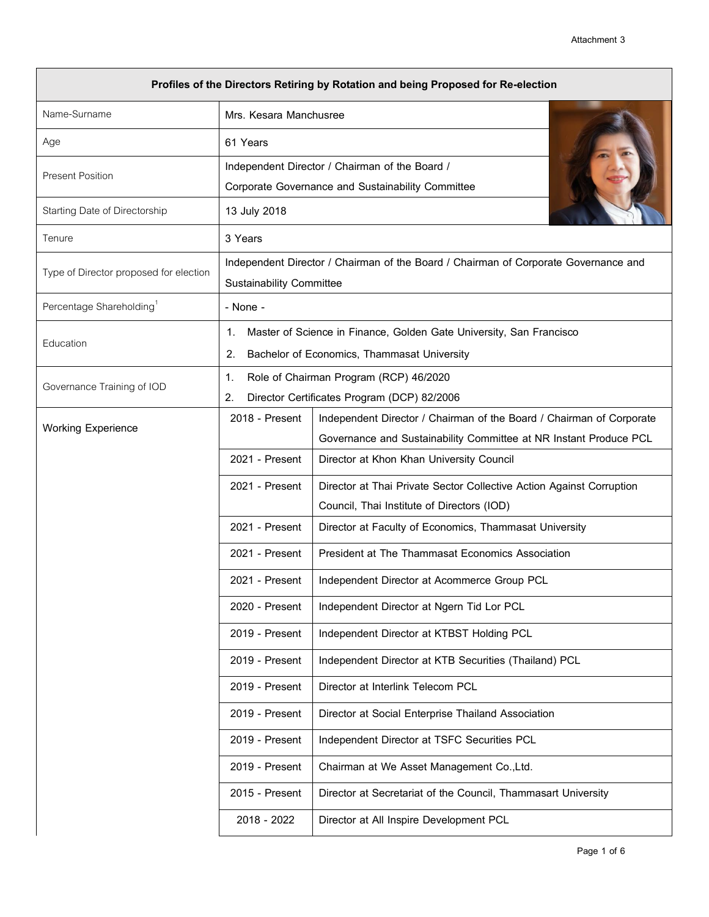Attachment 3

| Profiles of the Directors Retiring by Rotation and being Proposed for Re-election | | |
|---|---|---|
| Name-Surname | Mrs. Kesara Manchusree | |
| Age | 61 Years | |
| Present Position | Independent Director / Chairman of the Board / Corporate Governance and Sustainability Committee | |
| Starting Date of Directorship | 13 July 2018 | |
| Tenure | 3 Years | |
| Type of Director proposed for election | Independent Director / Chairman of the Board / Chairman of Corporate Governance and Sustainability Committee | |
| Percentage Shareholding[1] | - None - | |
| Education | 1. Master of Science in Finance, Golden Gate University, San Francisco<br>2. Bachelor of Economics, Thammasat University | |
| Governance Training of IOD | 1. Role of Chairman Program (RCP) 46/2020<br>2. Director Certificates Program (DCP) 82/2006 | |
| Working Experience | 2018 - Present | Independent Director / Chairman of the Board / Chairman of Corporate Governance and Sustainability Committee at NR Instant Produce PCL |
| | 2021 - Present | Director at Khon Khan University Council |
| | 2021 - Present | Director at Thai Private Sector Collective Action Against Corruption Council, Thai Institute of Directors (IOD) |
| | 2021 - Present | Director at Faculty of Economics, Thammasat University |
| | 2021 - Present | President at The Thammasat Economics Association |
| | 2021 - Present | Independent Director at Acommerce Group PCL |
| | 2020 - Present | Independent Director at Ngern Tid Lor PCL |
| | 2019 - Present | Independent Director at KTBST Holding PCL |
| | 2019 - Present | Independent Director at KTB Securities (Thailand) PCL |
| | 2019 - Present | Director at Interlink Telecom PCL |
| | 2019 - Present | Director at Social Enterprise Thailand Association |
| | 2019 - Present | Independent Director at TSFC Securities PCL |
| | 2019 - Present | Chairman at We Asset Management Co.,Ltd. |
| | 2015 - Present | Director at Secretariat of the Council, Thammasart University |
| | 2018 - 2022 | Director at All Inspire Development PCL |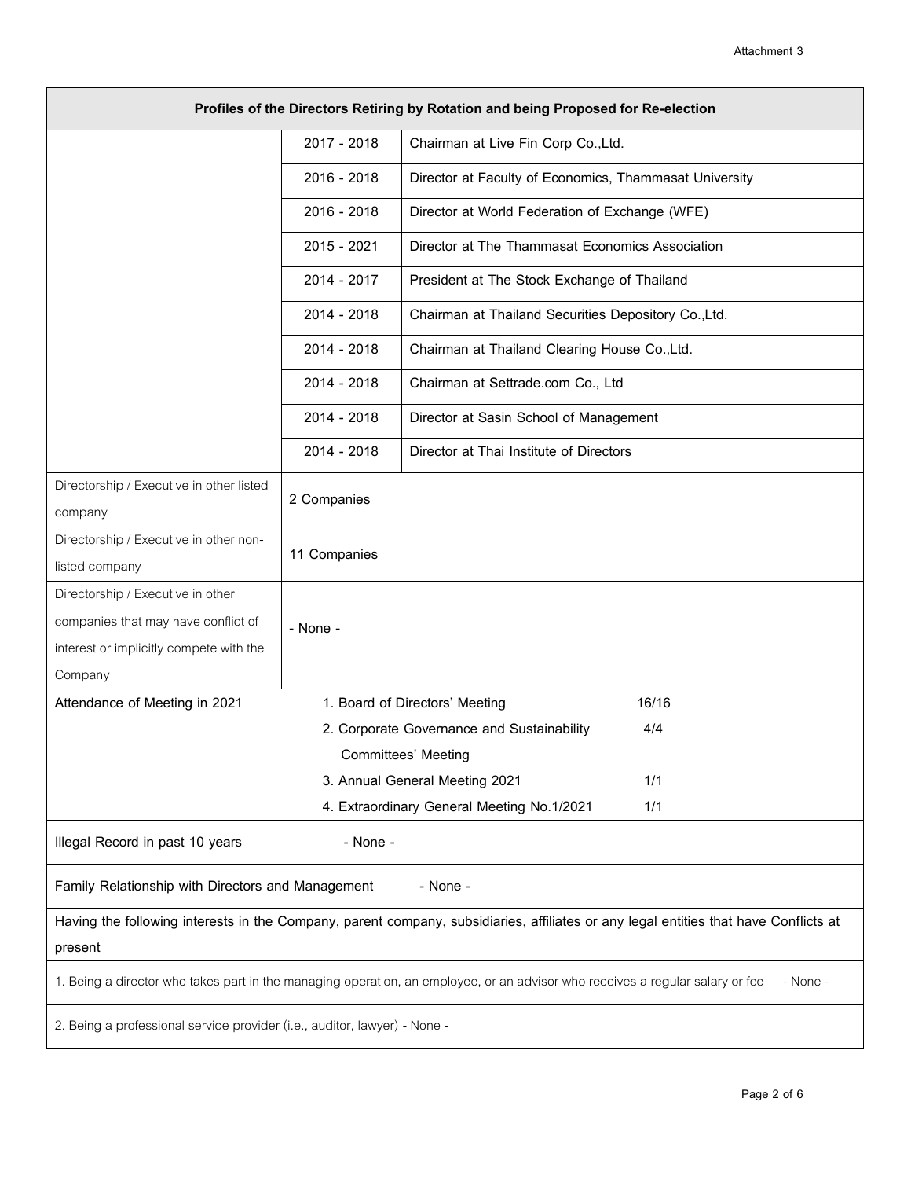| Profiles of the Directors Retiring by Rotation and being Proposed for Re-election | | |
|---|---|---|
| | 2017 - 2018 | Chairman at Live Fin Corp Co.,Ltd. |
| | 2016 - 2018 | Director at Faculty of Economics, Thammasat University |
| | 2016 - 2018 | Director at World Federation of Exchange (WFE) |
| | 2015 - 2021 | Director at The Thammasat Economics Association |
| | 2014 - 2017 | President at The Stock Exchange of Thailand |
| | 2014 - 2018 | Chairman at Thailand Securities Depository Co.,Ltd. |
| | 2014 - 2018 | Chairman at Thailand Clearing House Co.,Ltd. |
| | 2014 - 2018 | Chairman at Settrade.com Co., Ltd |
| | 2014 - 2018 | Director at Sasin School of Management |
| | 2014 - 2018 | Director at Thai Institute of Directors |
| Directorship / Executive in other listed company | 2 Companies | |
| Directorship / Executive in other non-listed company | 11 Companies | |
| Directorship / Executive in other companies that may have conflict of interest or implicitly compete with the Company | - None - | |
| Attendance of Meeting in 2021 | 1. Board of Directors' Meeting 16/16<br>2. Corporate Governance and Sustainability Committees' Meeting 4/4<br>3. Annual General Meeting 2021 1/1<br>4. Extraordinary General Meeting No.1/2021 1/1 | |
| Illegal Record in past 10 years | - None - | |
| Family Relationship with Directors and Management | - None - | |
| Having the following interests in the Company, parent company, subsidiaries, affiliates or any legal entities that have Conflicts at present | | |
| 1. Being a director who takes part in the managing operation, an employee, or an advisor who receives a regular salary or fee - None - | | |
| 2. Being a professional service provider (i.e., auditor, lawyer) - None - | | |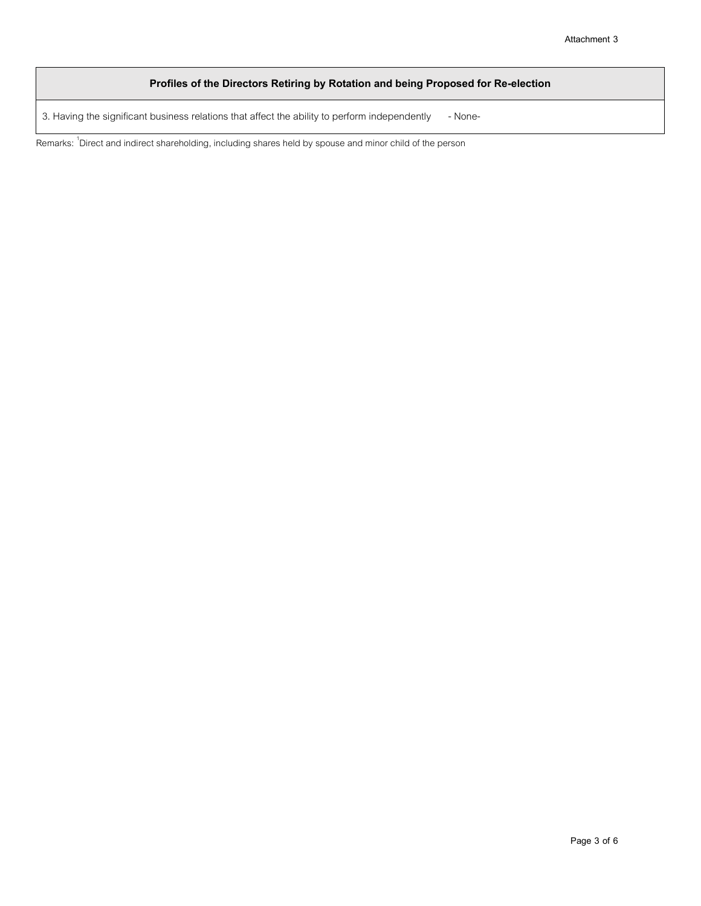| Profiles of the Directors Retiring by Rotation and being Proposed for Re-election | |
|---|---|
| 3. Having the significant business relations that affect the ability to perform independently | - None- |

Remarks: [1]Direct and indirect shareholding, including shares held by spouse and minor child of the person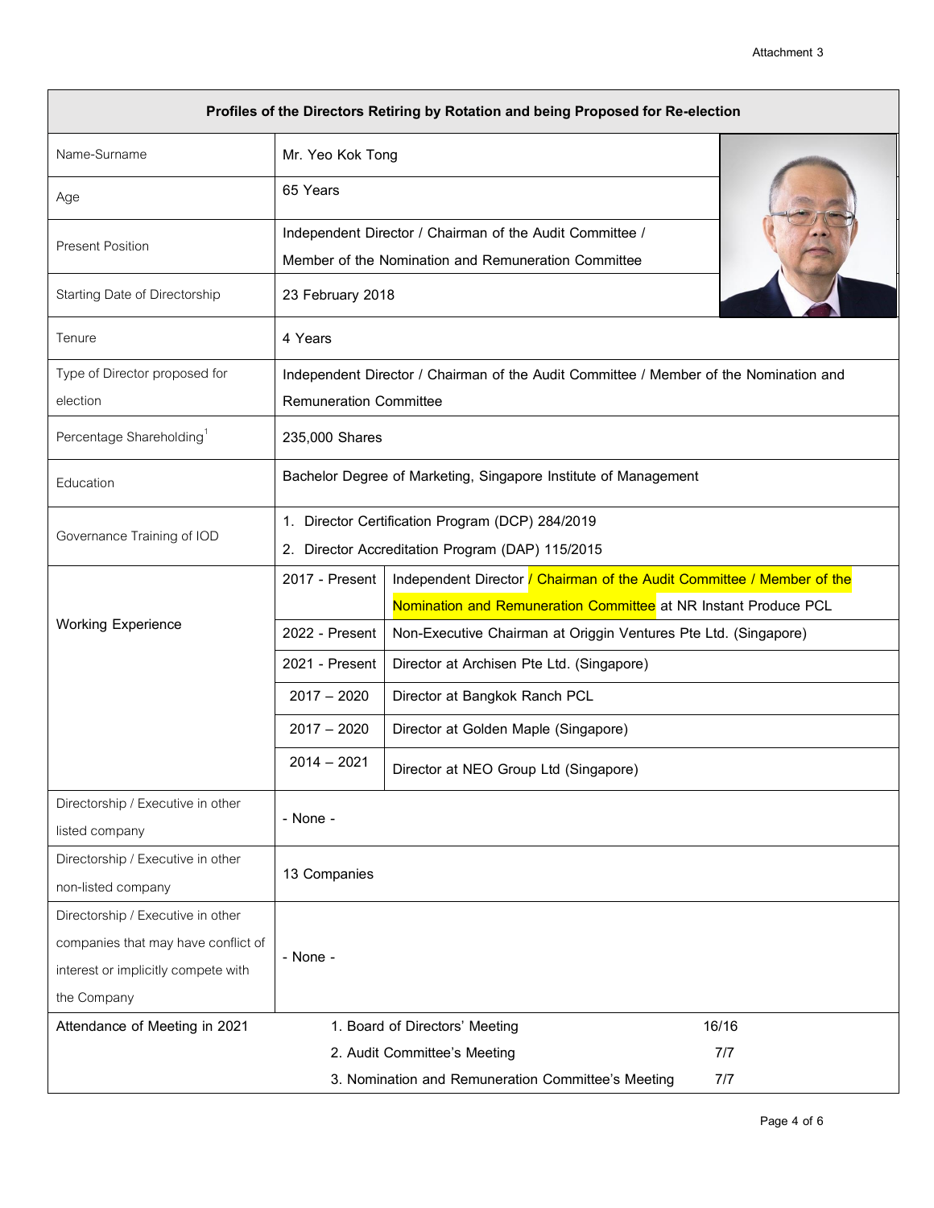Attachment 3

| Profiles of the Directors Retiring by Rotation and being Proposed for Re-election | | |
|---|---|---|
| Name-Surname | Mr. Yeo Kok Tong | |
| Age | 65 Years | |
| Present Position | Independent Director / Chairman of the Audit Committee / Member of the Nomination and Remuneration Committee | |
| Starting Date of Directorship | 23 February 2018 | |
| Tenure | 4 Years | |
| Type of Director proposed for election | Independent Director / Chairman of the Audit Committee / Member of the Nomination and Remuneration Committee | |
| Percentage Shareholding[1] | 235,000 Shares | |
| Education | Bachelor Degree of Marketing, Singapore Institute of Management | |
| Governance Training of IOD | 1. Director Certification Program (DCP) 284/2019<br>2. Director Accreditation Program (DAP) 115/2015 | |
| Working Experience | 2017 - Present | Independent Director / Chairman of the Audit Committee / Member of the Nomination and Remuneration Committee at NR Instant Produce PCL |
| | 2022 - Present | Non-Executive Chairman at Origgin Ventures Pte Ltd. (Singapore) |
| | 2021 - Present | Director at Archisen Pte Ltd. (Singapore) |
| | 2017 – 2020 | Director at Bangkok Ranch PCL |
| | 2017 – 2020 | Director at Golden Maple (Singapore) |
| | 2014 – 2021 | Director at NEO Group Ltd (Singapore) |
| Directorship / Executive in other listed company | - None - | |
| Directorship / Executive in other non-listed company | 13 Companies | |
| Directorship / Executive in other companies that may have conflict of interest or implicitly compete with the Company | - None - | |
| Attendance of Meeting in 2021 | 1. Board of Directors' Meeting | 16/16 |
| | 2. Audit Committee's Meeting | 7/7 |
| | 3. Nomination and Remuneration Committee's Meeting | 7/7 |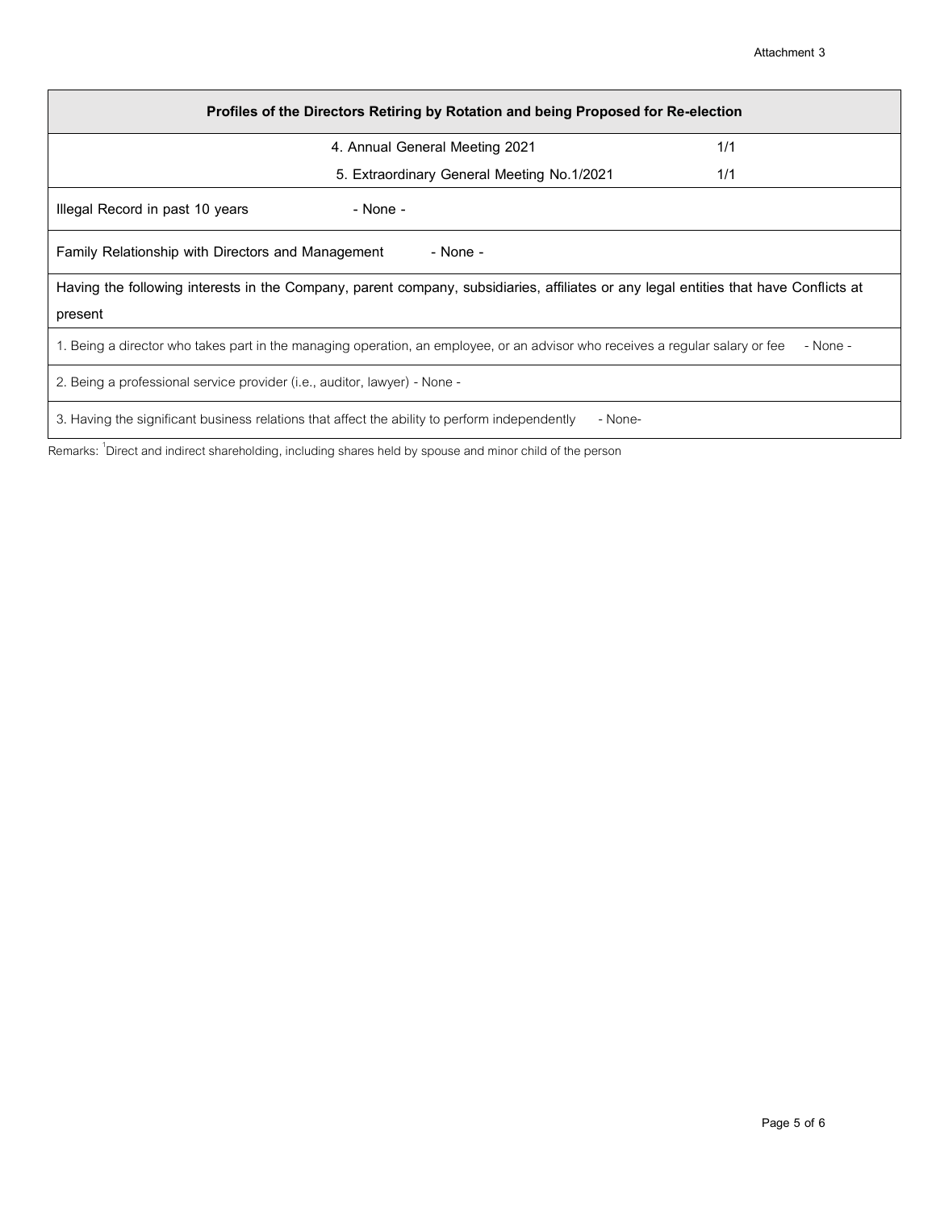| Profiles of the Directors Retiring by Rotation and being Proposed for Re-election | |
|---|---|
| 4. Annual General Meeting 2021 | 1/1 |
| 5. Extraordinary General Meeting No.1/2021 | 1/1 |
| Illegal Record in past 10 years | - None - |
| Family Relationship with Directors and Management | - None - |
| Having the following interests in the Company, parent company, subsidiaries, affiliates or any legal entities that have Conflicts at present | |
| 1. Being a director who takes part in the managing operation, an employee, or an advisor who receives a regular salary or fee | - None - |
| 2. Being a professional service provider (i.e., auditor, lawyer) | - None - |
| 3. Having the significant business relations that affect the ability to perform independently | - None- |

Remarks: [1]Direct and indirect shareholding, including shares held by spouse and minor child of the person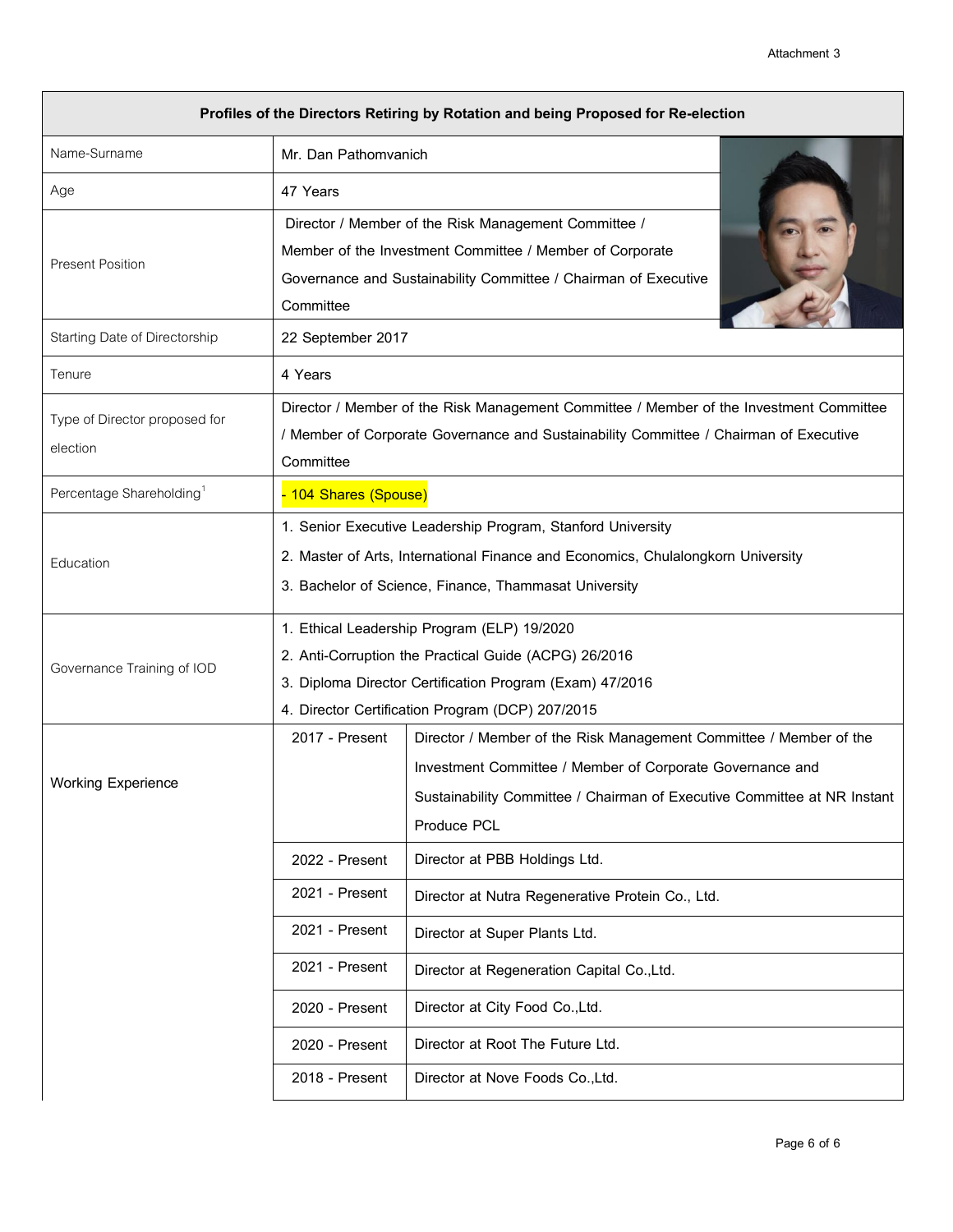Attachment 3

| Profiles of the Directors Retiring by Rotation and being Proposed for Re-election | | |
|---|---|---|
| Name-Surname | Mr. Dan Pathomvanich | |
| Age | 47 Years | |
| Present Position | Director / Member of the Risk Management Committee / Member of the Investment Committee / Member of Corporate Governance and Sustainability Committee / Chairman of Executive Committee | |
| Starting Date of Directorship | 22 September 2017 | |
| Tenure | 4 Years | |
| Type of Director proposed for election | Director / Member of the Risk Management Committee / Member of the Investment Committee / Member of Corporate Governance and Sustainability Committee / Chairman of Executive Committee | |
| Percentage Shareholding[1] | - 104 Shares (Spouse) | |
| Education | 1. Senior Executive Leadership Program, Stanford University<br>2. Master of Arts, International Finance and Economics, Chulalongkorn University<br>3. Bachelor of Science, Finance, Thammasat University | |
| Governance Training of IOD | 1. Ethical Leadership Program (ELP) 19/2020<br>2. Anti-Corruption the Practical Guide (ACPG) 26/2016<br>3. Diploma Director Certification Program (Exam) 47/2016<br>4. Director Certification Program (DCP) 207/2015 | |
| Working Experience | 2017 - Present | Director / Member of the Risk Management Committee / Member of the Investment Committee / Member of Corporate Governance and Sustainability Committee / Chairman of Executive Committee at NR Instant Produce PCL |
| | 2022 - Present | Director at PBB Holdings Ltd. |
| | 2021 - Present | Director at Nutra Regenerative Protein Co., Ltd. |
| | 2021 - Present | Director at Super Plants Ltd. |
| | 2021 - Present | Director at Regeneration Capital Co.,Ltd. |
| | 2020 - Present | Director at City Food Co.,Ltd. |
| | 2020 - Present | Director at Root The Future Ltd. |
| | 2018 - Present | Director at Nove Foods Co.,Ltd. |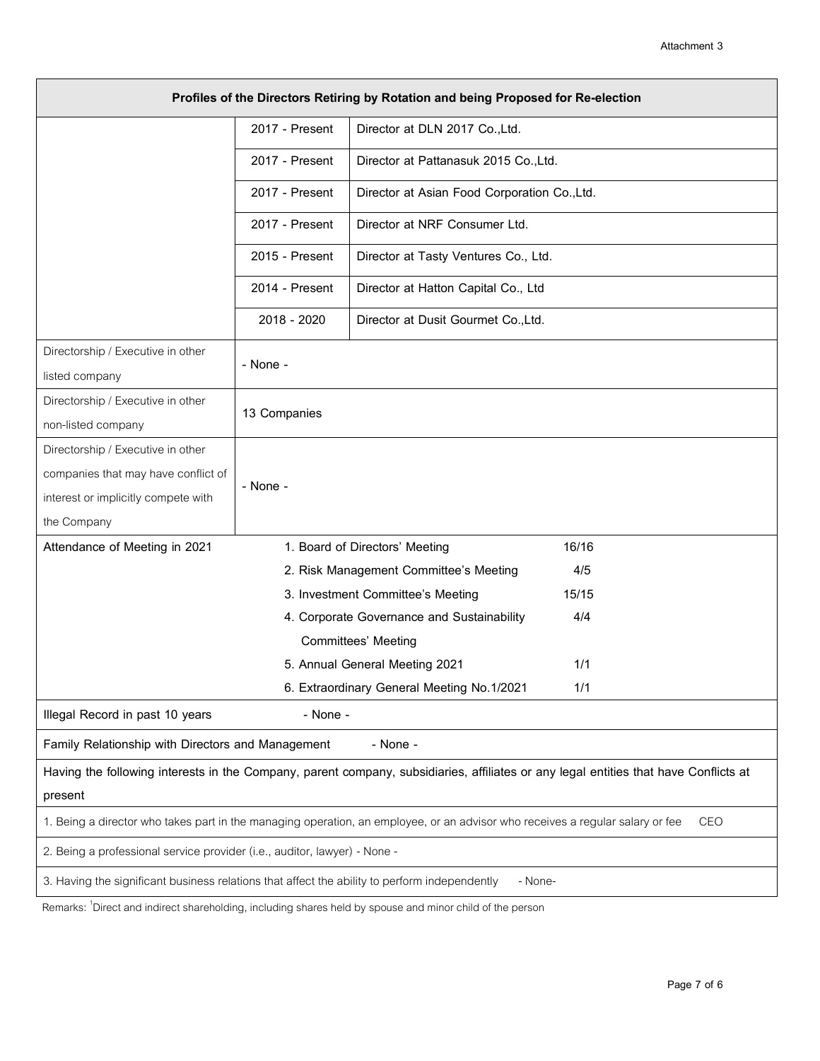Attachment 3

| Profiles of the Directors Retiring by Rotation and being Proposed for Re-election | | |
|---|---|---|
| | 2017 - Present | Director at DLN 2017 Co.,Ltd. |
| | 2017 - Present | Director at Pattanasuk 2015 Co.,Ltd. |
| | 2017 - Present | Director at Asian Food Corporation Co.,Ltd. |
| | 2017 - Present | Director at NRF Consumer Ltd. |
| | 2015 - Present | Director at Tasty Ventures Co., Ltd. |
| | 2014 - Present | Director at Hatton Capital Co., Ltd |
| | 2018 - 2020 | Director at Dusit Gourmet Co.,Ltd. |
| Directorship / Executive in other listed company | - None - | |
| Directorship / Executive in other non-listed company | 13 Companies | |
| Directorship / Executive in other companies that may have conflict of interest or implicitly compete with the Company | - None - | |
| Attendance of Meeting in 2021 | 1. Board of Directors' Meeting | 16/16 |
| | 2. Risk Management Committee's Meeting | 4/5 |
| | 3. Investment Committee's Meeting | 15/15 |
| | 4. Corporate Governance and Sustainability Committees' Meeting | 4/4 |
| | 5. Annual General Meeting 2021 | 1/1 |
| | 6. Extraordinary General Meeting No.1/2021 | 1/1 |
| Illegal Record in past 10 years | - None - | |
| Family Relationship with Directors and Management | - None - | |
| Having the following interests in the Company, parent company, subsidiaries, affiliates or any legal entities that have Conflicts at present | | |
| 1. Being a director who takes part in the managing operation, an employee, or an advisor who receives a regular salary or fee | CEO | |
| 2. Being a professional service provider (i.e., auditor, lawyer) | - None - | |
| 3. Having the significant business relations that affect the ability to perform independently | - None- | |

Remarks: [1]Direct and indirect shareholding, including shares held by spouse and minor child of the person